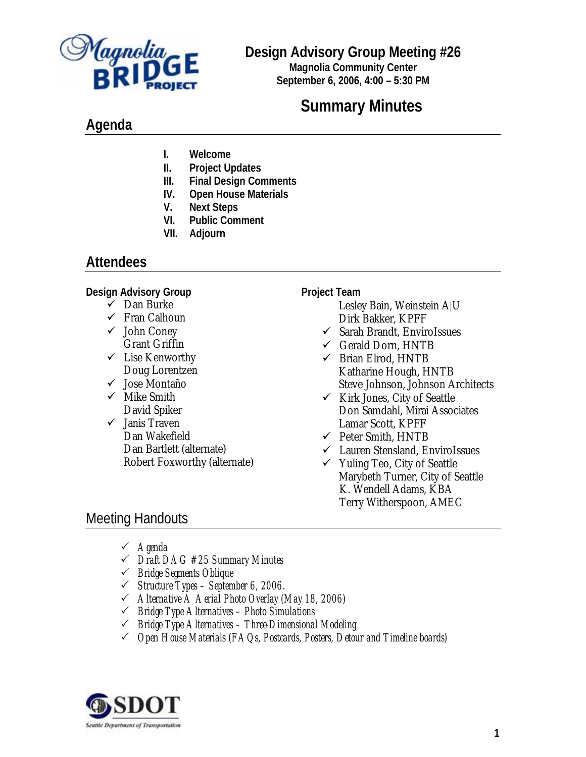# Design Advisory Group Meeting #26

**Magnolia Community Center**
**September 6, 2006, 4:00 – 5:30 PM**

## Summary Minutes

## Agenda

- I. **Welcome**
- II. **Project Updates**
- III. **Final Design Comments**
- IV. **Open House Materials**
- V. **Next Steps**
- VI. **Public Comment**
- VII. **Adjourn**

## Attendees

**Design Advisory Group**

- ✓ Dan Burke
- ✓ Fran Calhoun
- ✓ John Coney
- Grant Griffin
- ✓ Lise Kenworthy
- Doug Lorentzen
- ✓ Jose Montaño
- ✓ Mike Smith
- David Spiker
- ✓ Janis Traven
- Dan Wakefield
- Dan Bartlett (alternate)
- Robert Foxworthy (alternate)

**Project Team**

- Lesley Bain, Weinstein A|U
- Dirk Bakker, KPFF
- ✓ Sarah Brandt, EnviroIssues
- ✓ Gerald Dorn, HNTB
- ✓ Brian Elrod, HNTB
- Katharine Hough, HNTB
- Steve Johnson, Johnson Architects
- ✓ Kirk Jones, City of Seattle
- Don Samdahl, Mirai Associates
- Lamar Scott, KPFF
- ✓ Peter Smith, HNTB
- ✓ Lauren Stensland, EnviroIssues
- ✓ Yuling Teo, City of Seattle
- Marybeth Turner, City of Seattle
- K. Wendell Adams, KBA
- Terry Witherspoon, AMEC

## Meeting Handouts

- ✓ *Agenda*
- ✓ *Draft DAG #25 Summary Minutes*
- ✓ *Bridge Segments Oblique*
- ✓ *Structure Types – September 6, 2006.*
- ✓ *Alternative A Aerial Photo Overlay (May 18, 2006)*
- ✓ *Bridge Type Alternatives – Photo Simulations*
- ✓ *Bridge Type Alternatives – Three-Dimensional Modeling*
- ✓ *Open House Materials (FAQs, Postcards, Posters, Detour and Timeline boards)*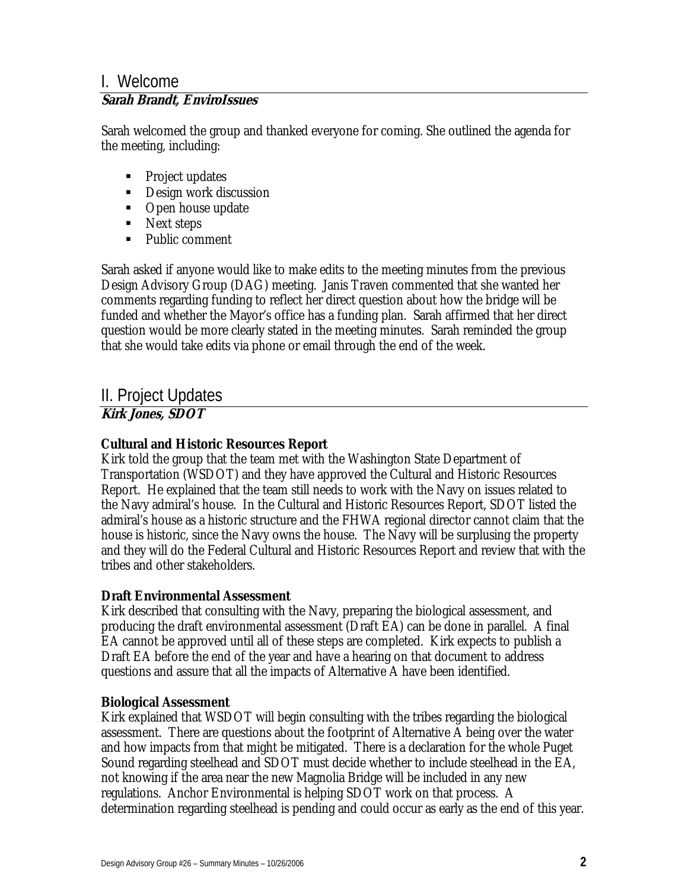## I. Welcome

***Sarah Brandt, EnviroIssues***

Sarah welcomed the group and thanked everyone for coming. She outlined the agenda for the meeting, including:

- Project updates
- Design work discussion
- Open house update
- Next steps
- Public comment

Sarah asked if anyone would like to make edits to the meeting minutes from the previous Design Advisory Group (DAG) meeting. Janis Traven commented that she wanted her comments regarding funding to reflect her direct question about how the bridge will be funded and whether the Mayor's office has a funding plan. Sarah affirmed that her direct question would be more clearly stated in the meeting minutes. Sarah reminded the group that she would take edits via phone or email through the end of the week.

## II. Project Updates

***Kirk Jones, SDOT***

**Cultural and Historic Resources Report**

Kirk told the group that the team met with the Washington State Department of Transportation (WSDOT) and they have approved the Cultural and Historic Resources Report. He explained that the team still needs to work with the Navy on issues related to the Navy admiral's house. In the Cultural and Historic Resources Report, SDOT listed the admiral's house as a historic structure and the FHWA regional director cannot claim that the house is historic, since the Navy owns the house. The Navy will be surplusing the property and they will do the Federal Cultural and Historic Resources Report and review that with the tribes and other stakeholders.

**Draft Environmental Assessment**

Kirk described that consulting with the Navy, preparing the biological assessment, and producing the draft environmental assessment (Draft EA) can be done in parallel. A final EA cannot be approved until all of these steps are completed. Kirk expects to publish a Draft EA before the end of the year and have a hearing on that document to address questions and assure that all the impacts of Alternative A have been identified.

**Biological Assessment**

Kirk explained that WSDOT will begin consulting with the tribes regarding the biological assessment. There are questions about the footprint of Alternative A being over the water and how impacts from that might be mitigated. There is a declaration for the whole Puget Sound regarding steelhead and SDOT must decide whether to include steelhead in the EA, not knowing if the area near the new Magnolia Bridge will be included in any new regulations. Anchor Environmental is helping SDOT work on that process. A determination regarding steelhead is pending and could occur as early as the end of this year.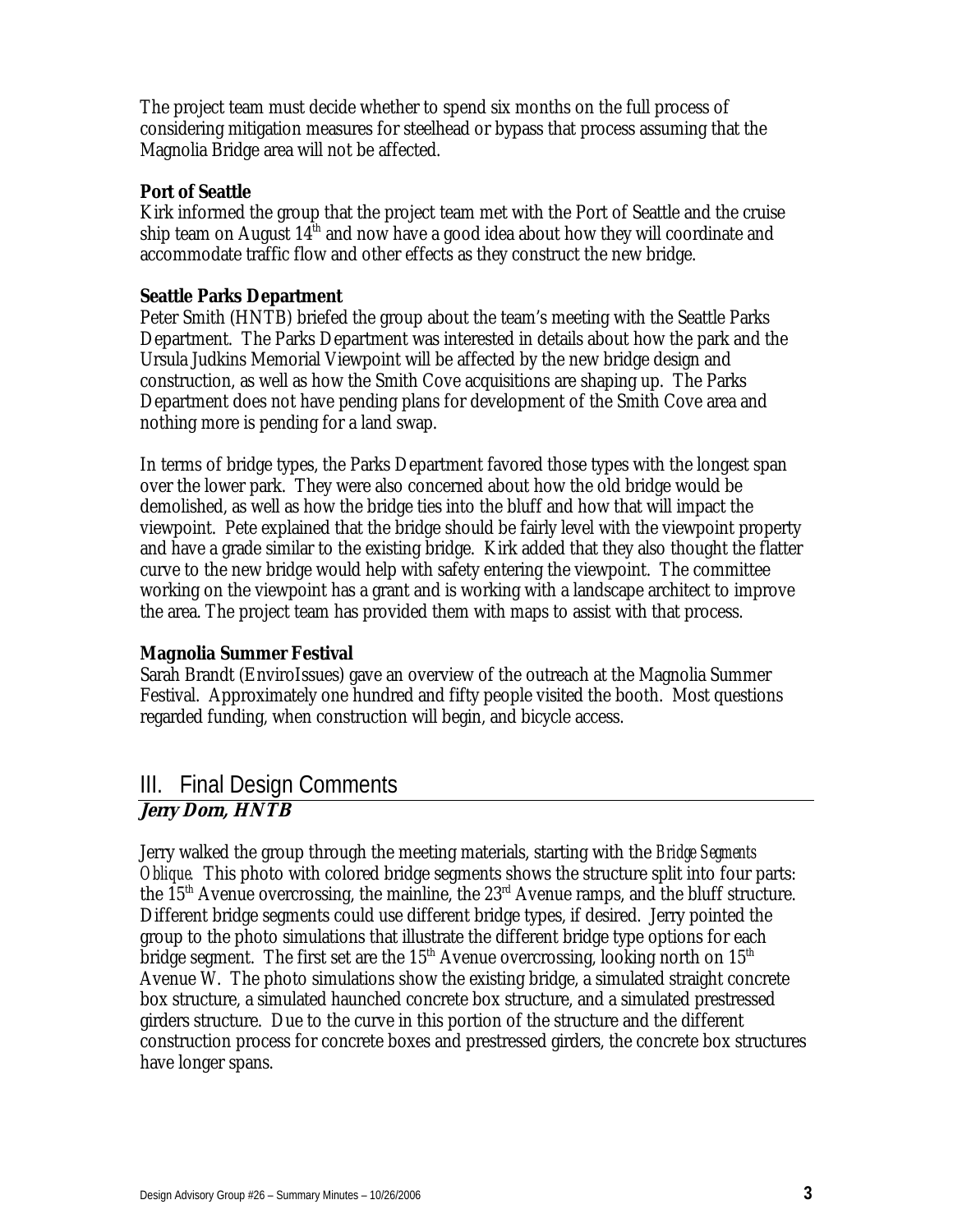The project team must decide whether to spend six months on the full process of considering mitigation measures for steelhead or bypass that process assuming that the Magnolia Bridge area will not be affected.

**Port of Seattle**

Kirk informed the group that the project team met with the Port of Seattle and the cruise ship team on August 14th and now have a good idea about how they will coordinate and accommodate traffic flow and other effects as they construct the new bridge.

**Seattle Parks Department**

Peter Smith (HNTB) briefed the group about the team's meeting with the Seattle Parks Department. The Parks Department was interested in details about how the park and the Ursula Judkins Memorial Viewpoint will be affected by the new bridge design and construction, as well as how the Smith Cove acquisitions are shaping up. The Parks Department does not have pending plans for development of the Smith Cove area and nothing more is pending for a land swap.

In terms of bridge types, the Parks Department favored those types with the longest span over the lower park. They were also concerned about how the old bridge would be demolished, as well as how the bridge ties into the bluff and how that will impact the viewpoint. Pete explained that the bridge should be fairly level with the viewpoint property and have a grade similar to the existing bridge. Kirk added that they also thought the flatter curve to the new bridge would help with safety entering the viewpoint. The committee working on the viewpoint has a grant and is working with a landscape architect to improve the area. The project team has provided them with maps to assist with that process.

**Magnolia Summer Festival**

Sarah Brandt (EnviroIssues) gave an overview of the outreach at the Magnolia Summer Festival. Approximately one hundred and fifty people visited the booth. Most questions regarded funding, when construction will begin, and bicycle access.

## III. Final Design Comments

***Jerry Dorn, HNTB***

Jerry walked the group through the meeting materials, starting with the *Bridge Segments Oblique.* This photo with colored bridge segments shows the structure split into four parts: the 15th Avenue overcrossing, the mainline, the 23rd Avenue ramps, and the bluff structure. Different bridge segments could use different bridge types, if desired. Jerry pointed the group to the photo simulations that illustrate the different bridge type options for each bridge segment. The first set are the 15th Avenue overcrossing, looking north on 15th Avenue W. The photo simulations show the existing bridge, a simulated straight concrete box structure, a simulated haunched concrete box structure, and a simulated prestressed girders structure. Due to the curve in this portion of the structure and the different construction process for concrete boxes and prestressed girders, the concrete box structures have longer spans.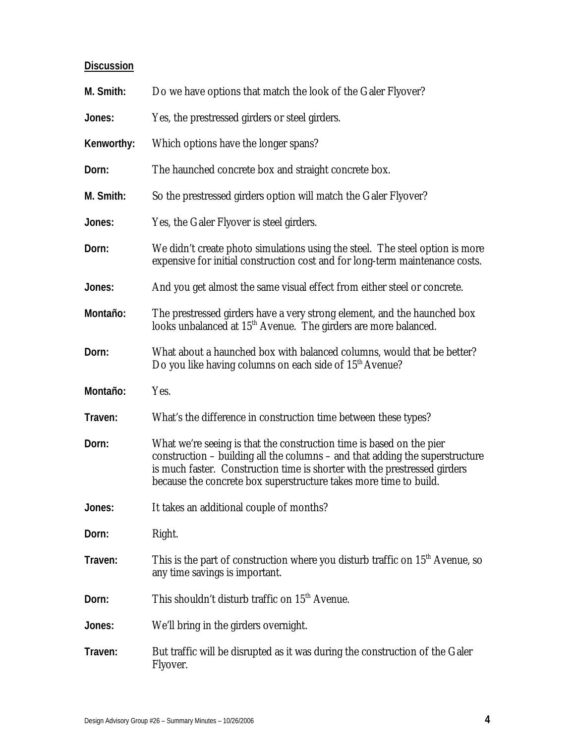**Discussion**

**M. Smith:** Do we have options that match the look of the Galer Flyover?

**Jones:** Yes, the prestressed girders or steel girders.

**Kenworthy:** Which options have the longer spans?

**Dorn:** The haunched concrete box and straight concrete box.

**M. Smith:** So the prestressed girders option will match the Galer Flyover?

**Jones:** Yes, the Galer Flyover is steel girders.

**Dorn:** We didn't create photo simulations using the steel. The steel option is more expensive for initial construction cost and for long-term maintenance costs.

**Jones:** And you get almost the same visual effect from either steel or concrete.

**Montaño:** The prestressed girders have a very strong element, and the haunched box looks unbalanced at 15th Avenue. The girders are more balanced.

**Dorn:** What about a haunched box with balanced columns, would that be better? Do you like having columns on each side of 15th Avenue?

**Montaño:** Yes.

**Traven:** What's the difference in construction time between these types?

**Dorn:** What we're seeing is that the construction time is based on the pier construction – building all the columns – and that adding the superstructure is much faster. Construction time is shorter with the prestressed girders because the concrete box superstructure takes more time to build.

**Jones:** It takes an additional couple of months?

**Dorn:** Right.

**Traven:** This is the part of construction where you disturb traffic on 15th Avenue, so any time savings is important.

**Dorn:** This shouldn't disturb traffic on 15th Avenue.

**Jones:** We'll bring in the girders overnight.

**Traven:** But traffic will be disrupted as it was during the construction of the Galer Flyover.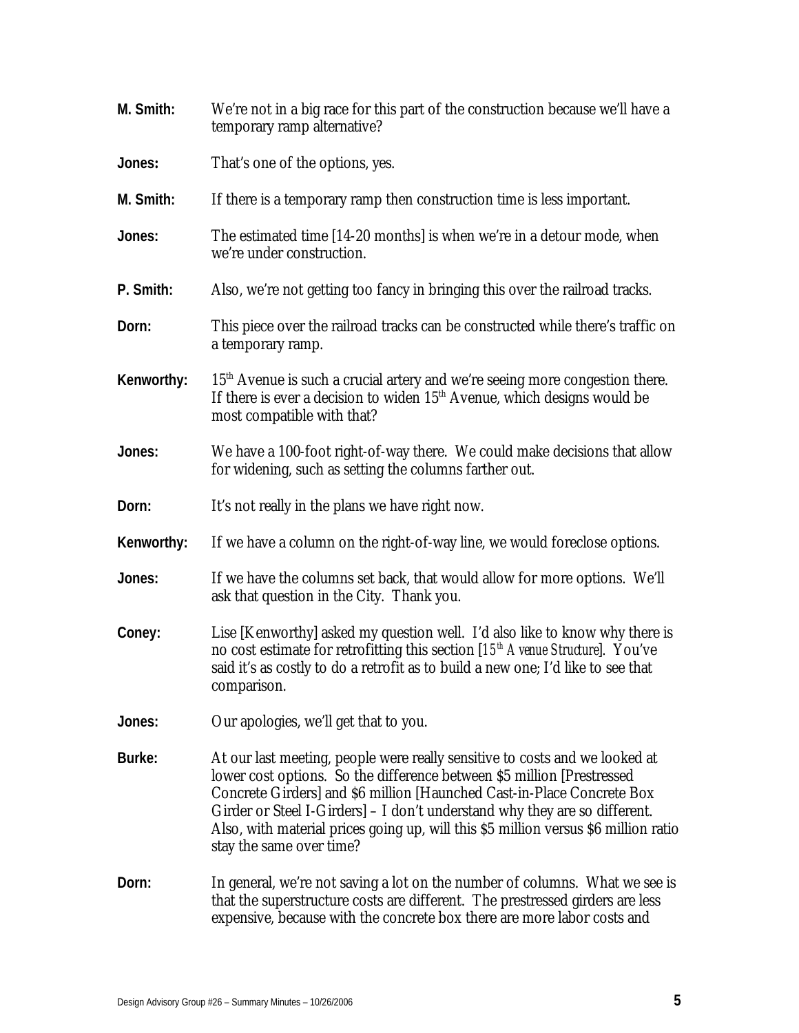**M. Smith:** We're not in a big race for this part of the construction because we'll have a temporary ramp alternative?

**Jones:** That's one of the options, yes.

**M. Smith:** If there is a temporary ramp then construction time is less important.

**Jones:** The estimated time [14-20 months] is when we're in a detour mode, when we're under construction.

**P. Smith:** Also, we're not getting too fancy in bringing this over the railroad tracks.

**Dorn:** This piece over the railroad tracks can be constructed while there's traffic on a temporary ramp.

**Kenworthy:** 15th Avenue is such a crucial artery and we're seeing more congestion there. If there is ever a decision to widen 15th Avenue, which designs would be most compatible with that?

**Jones:** We have a 100-foot right-of-way there. We could make decisions that allow for widening, such as setting the columns farther out.

**Dorn:** It's not really in the plans we have right now.

**Kenworthy:** If we have a column on the right-of-way line, we would foreclose options.

**Jones:** If we have the columns set back, that would allow for more options. We'll ask that question in the City. Thank you.

**Coney:** Lise [Kenworthy] asked my question well. I'd also like to know why there is no cost estimate for retrofitting this section [*15th Avenue Structure*]. You've said it's as costly to do a retrofit as to build a new one; I'd like to see that comparison.

**Jones:** Our apologies, we'll get that to you.

**Burke:** At our last meeting, people were really sensitive to costs and we looked at lower cost options. So the difference between $5 million [Prestressed Concrete Girders] and $6 million [Haunched Cast-in-Place Concrete Box Girder or Steel I-Girders] – I don't understand why they are so different. Also, with material prices going up, will this $5 million versus $6 million ratio stay the same over time?

**Dorn:** In general, we're not saving a lot on the number of columns. What we see is that the superstructure costs are different. The prestressed girders are less expensive, because with the concrete box there are more labor costs and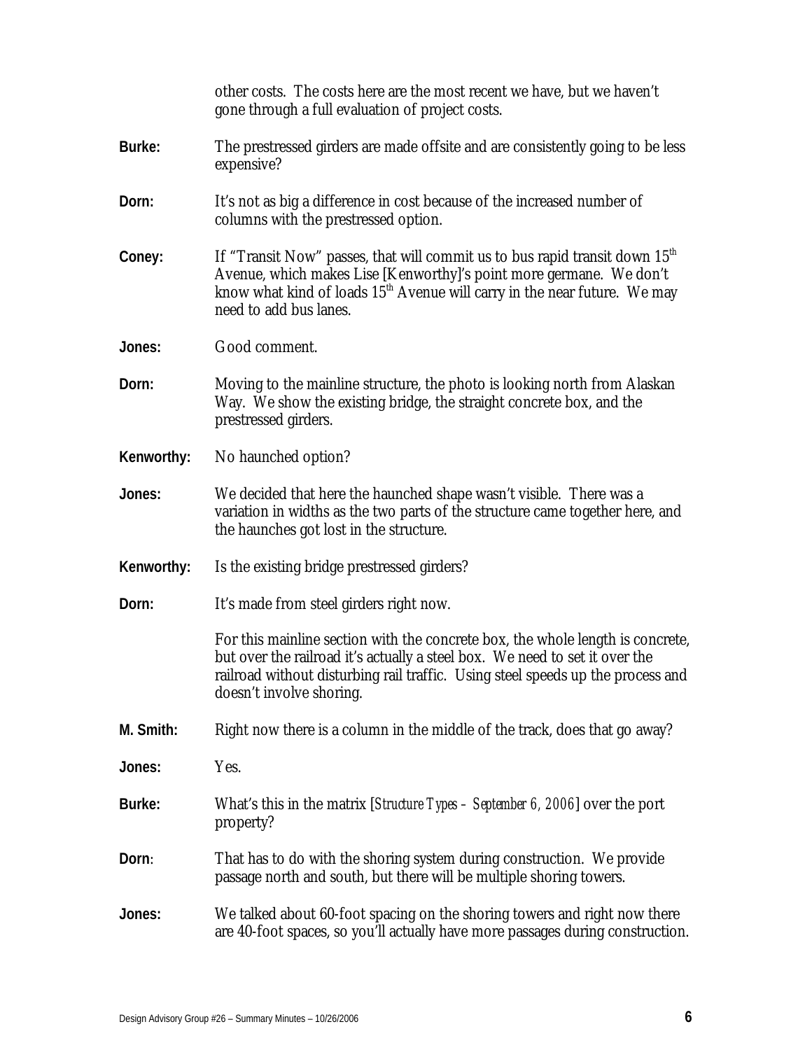other costs. The costs here are the most recent we have, but we haven't gone through a full evaluation of project costs.

**Burke:** The prestressed girders are made offsite and are consistently going to be less expensive?

**Dorn:** It's not as big a difference in cost because of the increased number of columns with the prestressed option.

**Coney:** If "Transit Now" passes, that will commit us to bus rapid transit down 15th Avenue, which makes Lise [Kenworthy]'s point more germane. We don't know what kind of loads 15th Avenue will carry in the near future. We may need to add bus lanes.

**Jones:** Good comment.

**Dorn:** Moving to the mainline structure, the photo is looking north from Alaskan Way. We show the existing bridge, the straight concrete box, and the prestressed girders.

**Kenworthy:** No haunched option?

**Jones:** We decided that here the haunched shape wasn't visible. There was a variation in widths as the two parts of the structure came together here, and the haunches got lost in the structure.

**Kenworthy:** Is the existing bridge prestressed girders?

**Dorn:** It's made from steel girders right now.

For this mainline section with the concrete box, the whole length is concrete, but over the railroad it's actually a steel box. We need to set it over the railroad without disturbing rail traffic. Using steel speeds up the process and doesn't involve shoring.

**M. Smith:** Right now there is a column in the middle of the track, does that go away?

**Jones:** Yes.

**Burke:** What's this in the matrix [*Structure Types – September 6, 2006*] over the port property?

**Dorn:** That has to do with the shoring system during construction. We provide passage north and south, but there will be multiple shoring towers.

**Jones:** We talked about 60-foot spacing on the shoring towers and right now there are 40-foot spaces, so you'll actually have more passages during construction.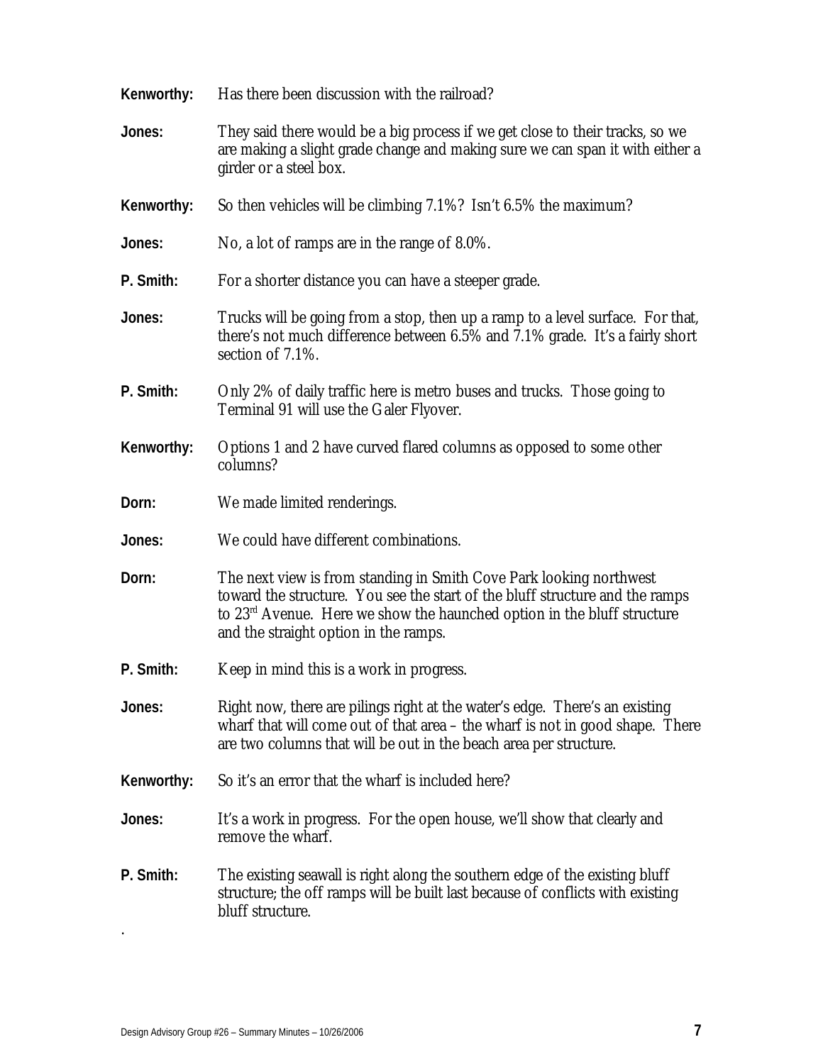**Kenworthy:** Has there been discussion with the railroad?

**Jones:** They said there would be a big process if we get close to their tracks, so we are making a slight grade change and making sure we can span it with either a girder or a steel box.

**Kenworthy:** So then vehicles will be climbing 7.1%? Isn't 6.5% the maximum?

**Jones:** No, a lot of ramps are in the range of 8.0%.

**P. Smith:** For a shorter distance you can have a steeper grade.

**Jones:** Trucks will be going from a stop, then up a ramp to a level surface. For that, there's not much difference between 6.5% and 7.1% grade. It's a fairly short section of 7.1%.

**P. Smith:** Only 2% of daily traffic here is metro buses and trucks. Those going to Terminal 91 will use the Galer Flyover.

**Kenworthy:** Options 1 and 2 have curved flared columns as opposed to some other columns?

**Dorn:** We made limited renderings.

**Jones:** We could have different combinations.

**Dorn:** The next view is from standing in Smith Cove Park looking northwest toward the structure. You see the start of the bluff structure and the ramps to 23rd Avenue. Here we show the haunched option in the bluff structure and the straight option in the ramps.

**P. Smith:** Keep in mind this is a work in progress.

**Jones:** Right now, there are pilings right at the water's edge. There's an existing wharf that will come out of that area – the wharf is not in good shape. There are two columns that will be out in the beach area per structure.

**Kenworthy:** So it's an error that the wharf is included here?

**Jones:** It's a work in progress. For the open house, we'll show that clearly and remove the wharf.

**P. Smith:** The existing seawall is right along the southern edge of the existing bluff structure; the off ramps will be built last because of conflicts with existing bluff structure.

.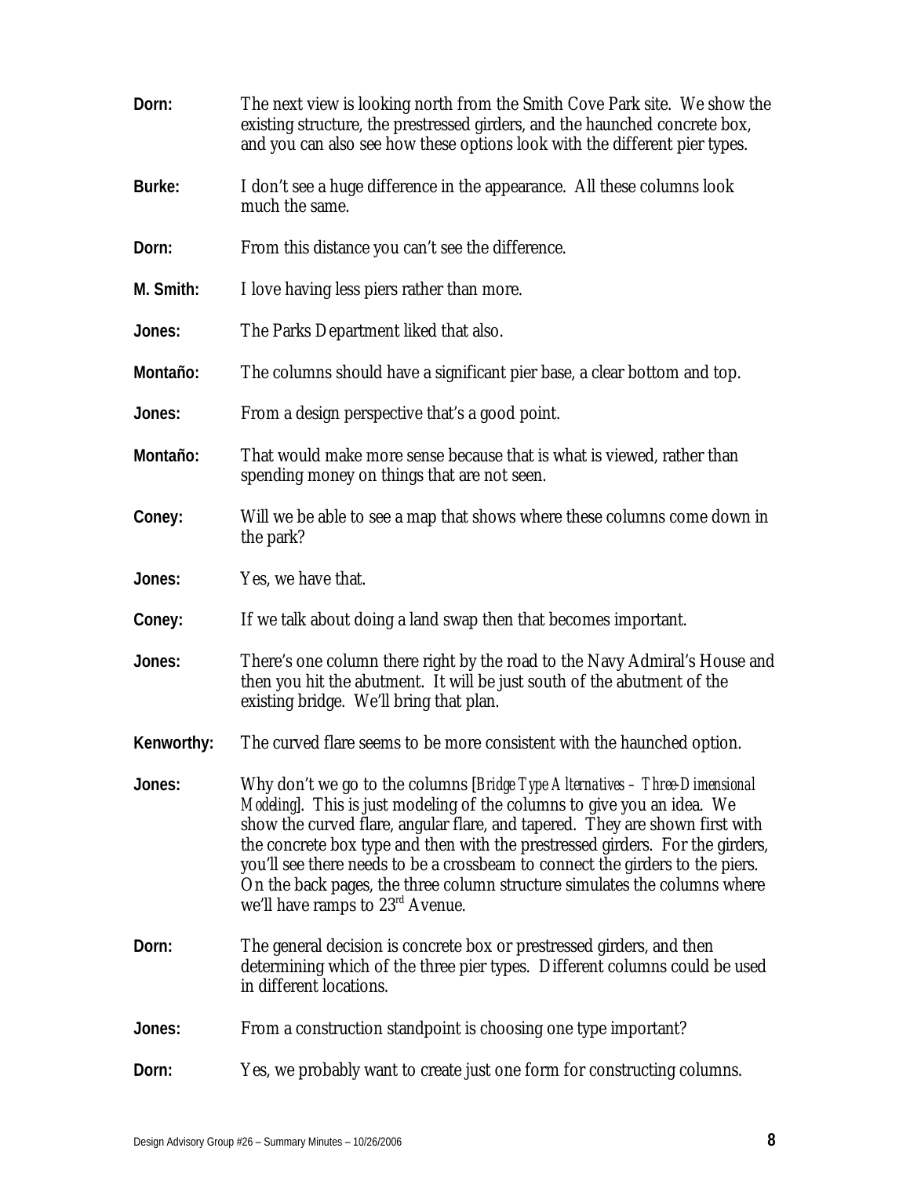**Dorn:** The next view is looking north from the Smith Cove Park site. We show the existing structure, the prestressed girders, and the haunched concrete box, and you can also see how these options look with the different pier types.

**Burke:** I don't see a huge difference in the appearance. All these columns look much the same.

**Dorn:** From this distance you can't see the difference.

**M. Smith:** I love having less piers rather than more.

**Jones:** The Parks Department liked that also.

**Montaño:** The columns should have a significant pier base, a clear bottom and top.

**Jones:** From a design perspective that's a good point.

**Montaño:** That would make more sense because that is what is viewed, rather than spending money on things that are not seen.

**Coney:** Will we be able to see a map that shows where these columns come down in the park?

**Jones:** Yes, we have that.

**Coney:** If we talk about doing a land swap then that becomes important.

**Jones:** There's one column there right by the road to the Navy Admiral's House and then you hit the abutment. It will be just south of the abutment of the existing bridge. We'll bring that plan.

**Kenworthy:** The curved flare seems to be more consistent with the haunched option.

**Jones:** Why don't we go to the columns [*Bridge Type Alternatives – Three-Dimensional Modeling*]. This is just modeling of the columns to give you an idea. We show the curved flare, angular flare, and tapered. They are shown first with the concrete box type and then with the prestressed girders. For the girders, you'll see there needs to be a crossbeam to connect the girders to the piers. On the back pages, the three column structure simulates the columns where we'll have ramps to 23rd Avenue.

**Dorn:** The general decision is concrete box or prestressed girders, and then determining which of the three pier types. Different columns could be used in different locations.

**Jones:** From a construction standpoint is choosing one type important?

**Dorn:** Yes, we probably want to create just one form for constructing columns.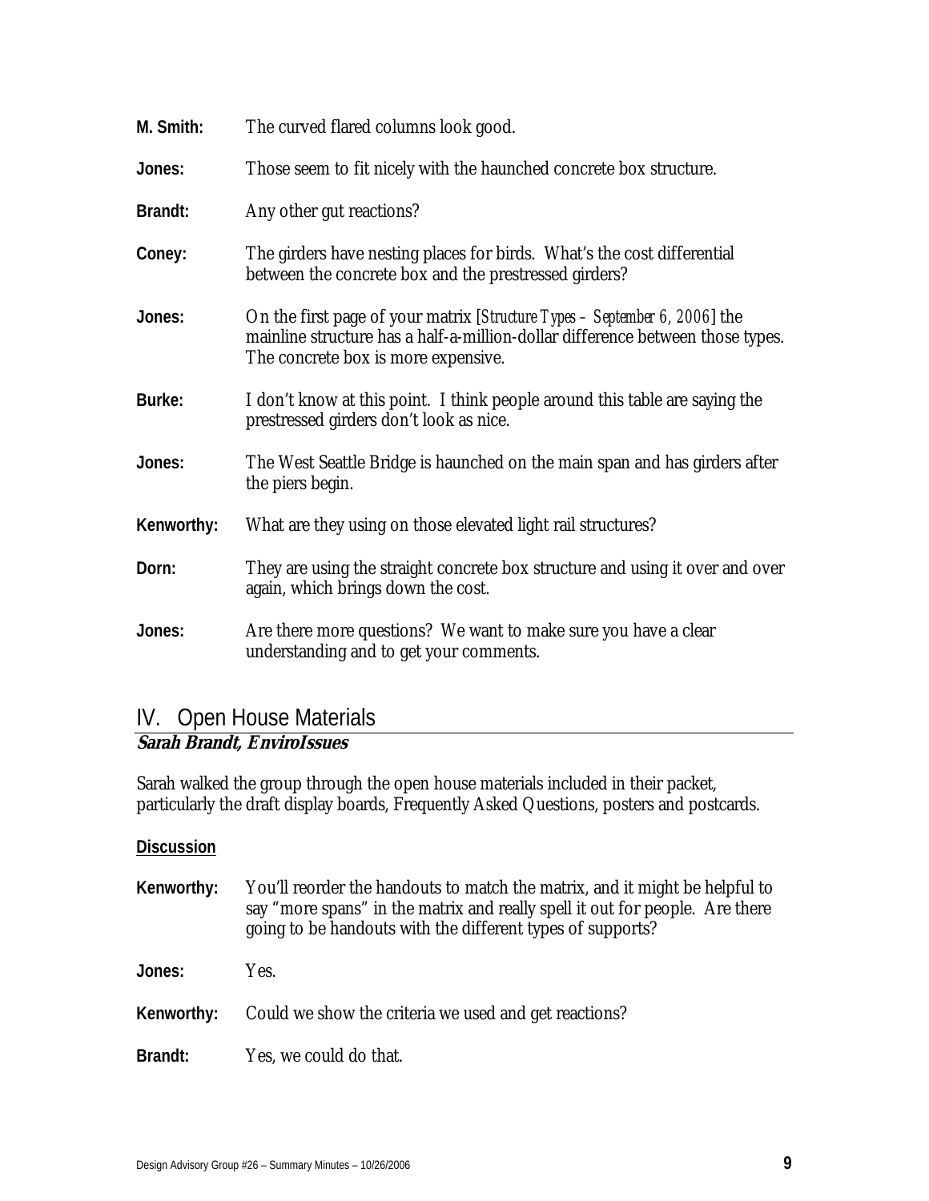**M. Smith:** The curved flared columns look good.

**Jones:** Those seem to fit nicely with the haunched concrete box structure.

**Brandt:** Any other gut reactions?

**Coney:** The girders have nesting places for birds. What's the cost differential between the concrete box and the prestressed girders?

**Jones:** On the first page of your matrix [*Structure Types – September 6, 2006*] the mainline structure has a half-a-million-dollar difference between those types. The concrete box is more expensive.

**Burke:** I don't know at this point. I think people around this table are saying the prestressed girders don't look as nice.

**Jones:** The West Seattle Bridge is haunched on the main span and has girders after the piers begin.

**Kenworthy:** What are they using on those elevated light rail structures?

**Dorn:** They are using the straight concrete box structure and using it over and over again, which brings down the cost.

**Jones:** Are there more questions? We want to make sure you have a clear understanding and to get your comments.

## IV. Open House Materials

***Sarah Brandt, EnviroIssues***

Sarah walked the group through the open house materials included in their packet, particularly the draft display boards, Frequently Asked Questions, posters and postcards.

**Discussion**

**Kenworthy:** You'll reorder the handouts to match the matrix, and it might be helpful to say "more spans" in the matrix and really spell it out for people. Are there going to be handouts with the different types of supports?

**Jones:** Yes.

**Kenworthy:** Could we show the criteria we used and get reactions?

**Brandt:** Yes, we could do that.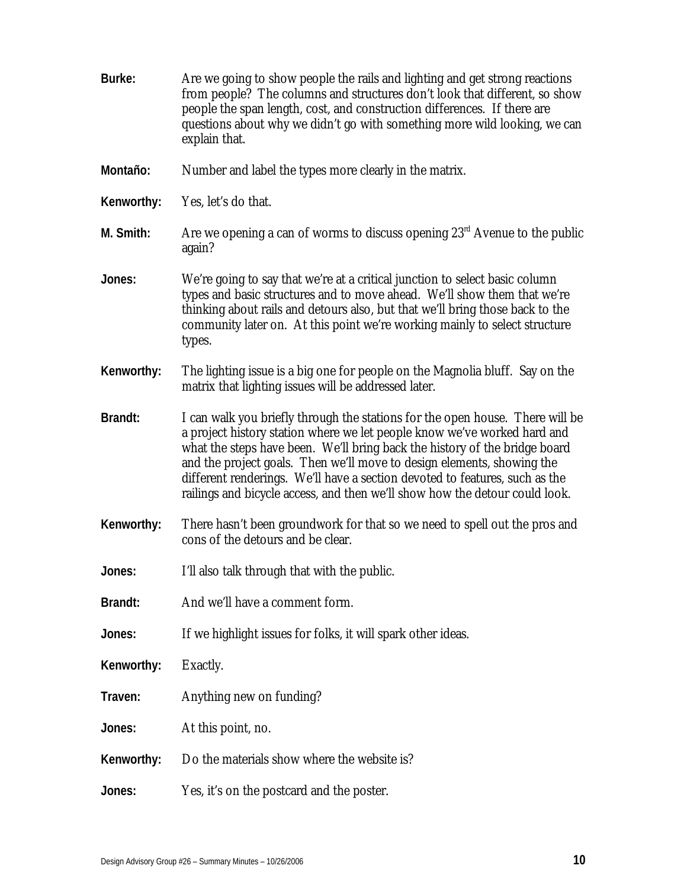**Burke:** Are we going to show people the rails and lighting and get strong reactions from people? The columns and structures don't look that different, so show people the span length, cost, and construction differences. If there are questions about why we didn't go with something more wild looking, we can explain that.

**Montaño:** Number and label the types more clearly in the matrix.

**Kenworthy:** Yes, let's do that.

**M. Smith:** Are we opening a can of worms to discuss opening 23rd Avenue to the public again?

**Jones:** We're going to say that we're at a critical junction to select basic column types and basic structures and to move ahead. We'll show them that we're thinking about rails and detours also, but that we'll bring those back to the community later on. At this point we're working mainly to select structure types.

**Kenworthy:** The lighting issue is a big one for people on the Magnolia bluff. Say on the matrix that lighting issues will be addressed later.

**Brandt:** I can walk you briefly through the stations for the open house. There will be a project history station where we let people know we've worked hard and what the steps have been. We'll bring back the history of the bridge board and the project goals. Then we'll move to design elements, showing the different renderings. We'll have a section devoted to features, such as the railings and bicycle access, and then we'll show how the detour could look.

**Kenworthy:** There hasn't been groundwork for that so we need to spell out the pros and cons of the detours and be clear.

**Jones:** I'll also talk through that with the public.

**Brandt:** And we'll have a comment form.

**Jones:** If we highlight issues for folks, it will spark other ideas.

**Kenworthy:** Exactly.

**Traven:** Anything new on funding?

**Jones:** At this point, no.

**Kenworthy:** Do the materials show where the website is?

**Jones:** Yes, it's on the postcard and the poster.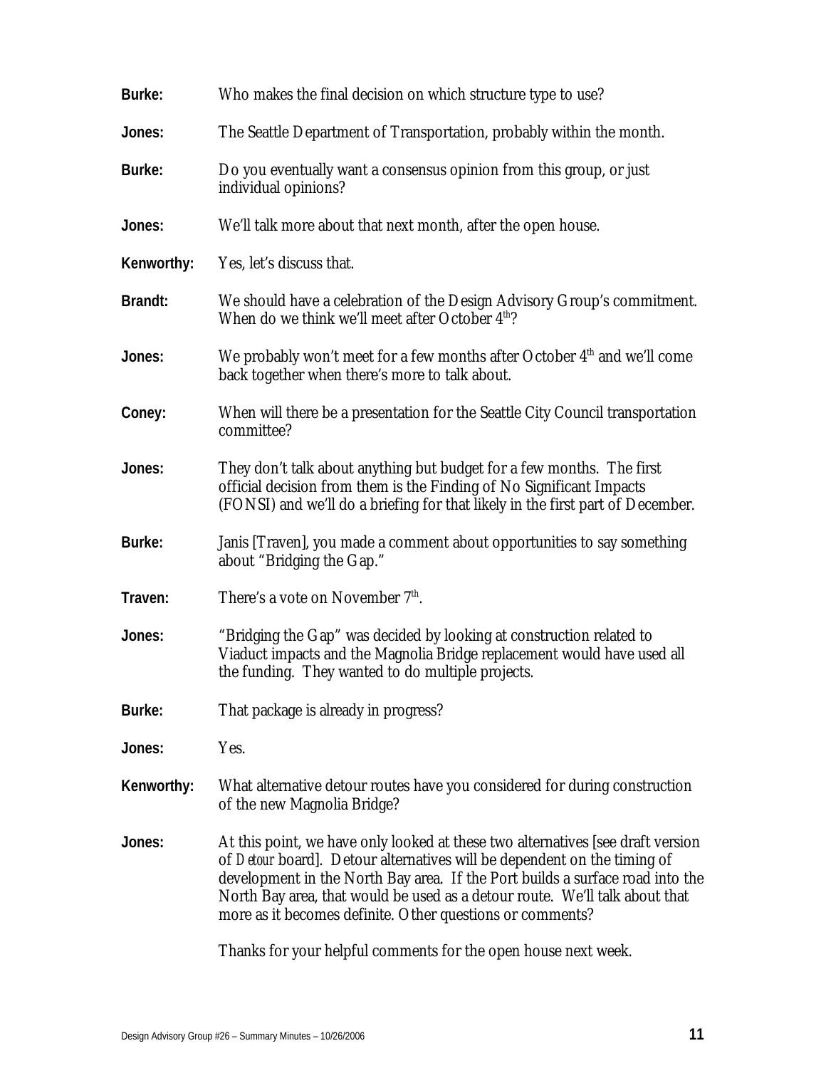**Burke:** Who makes the final decision on which structure type to use?

**Jones:** The Seattle Department of Transportation, probably within the month.

**Burke:** Do you eventually want a consensus opinion from this group, or just individual opinions?

**Jones:** We'll talk more about that next month, after the open house.

**Kenworthy:** Yes, let's discuss that.

**Brandt:** We should have a celebration of the Design Advisory Group's commitment. When do we think we'll meet after October 4th?

**Jones:** We probably won't meet for a few months after October 4th and we'll come back together when there's more to talk about.

**Coney:** When will there be a presentation for the Seattle City Council transportation committee?

**Jones:** They don't talk about anything but budget for a few months. The first official decision from them is the Finding of No Significant Impacts (FONSI) and we'll do a briefing for that likely in the first part of December.

**Burke:** Janis [Traven], you made a comment about opportunities to say something about "Bridging the Gap."

**Traven:** There's a vote on November 7th.

**Jones:** "Bridging the Gap" was decided by looking at construction related to Viaduct impacts and the Magnolia Bridge replacement would have used all the funding. They wanted to do multiple projects.

**Burke:** That package is already in progress?

**Jones:** Yes.

**Kenworthy:** What alternative detour routes have you considered for during construction of the new Magnolia Bridge?

**Jones:** At this point, we have only looked at these two alternatives [see draft version of *Detour* board]. Detour alternatives will be dependent on the timing of development in the North Bay area. If the Port builds a surface road into the North Bay area, that would be used as a detour route. We'll talk about that more as it becomes definite. Other questions or comments?

Thanks for your helpful comments for the open house next week.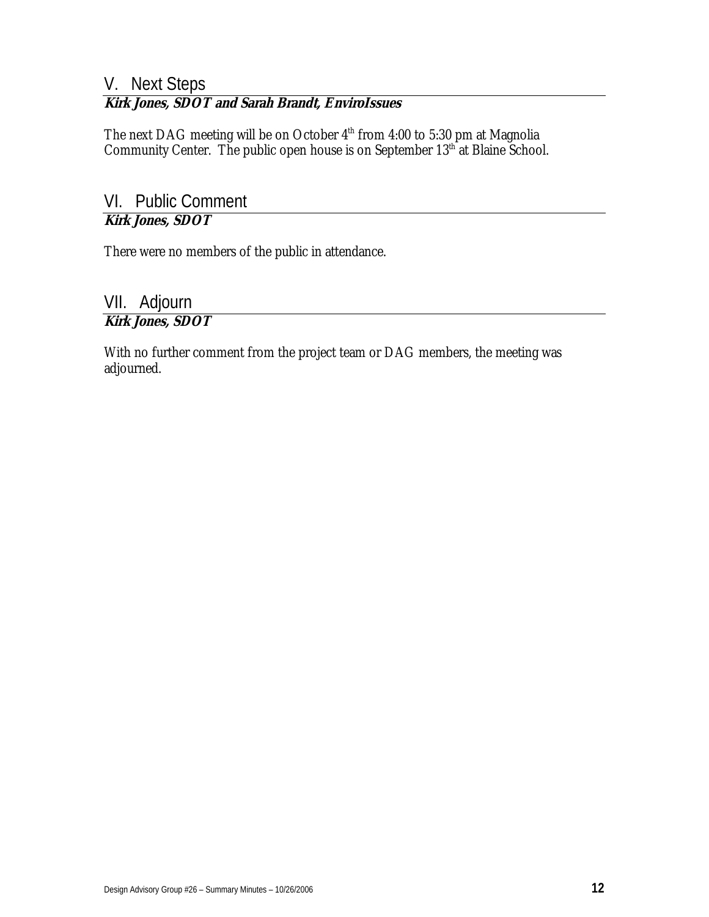## V. Next Steps

***Kirk Jones, SDOT and Sarah Brandt, EnviroIssues***

The next DAG meeting will be on October 4th from 4:00 to 5:30 pm at Magnolia Community Center. The public open house is on September 13th at Blaine School.

## VI. Public Comment

***Kirk Jones, SDOT***

There were no members of the public in attendance.

## VII. Adjourn

***Kirk Jones, SDOT***

With no further comment from the project team or DAG members, the meeting was adjourned.